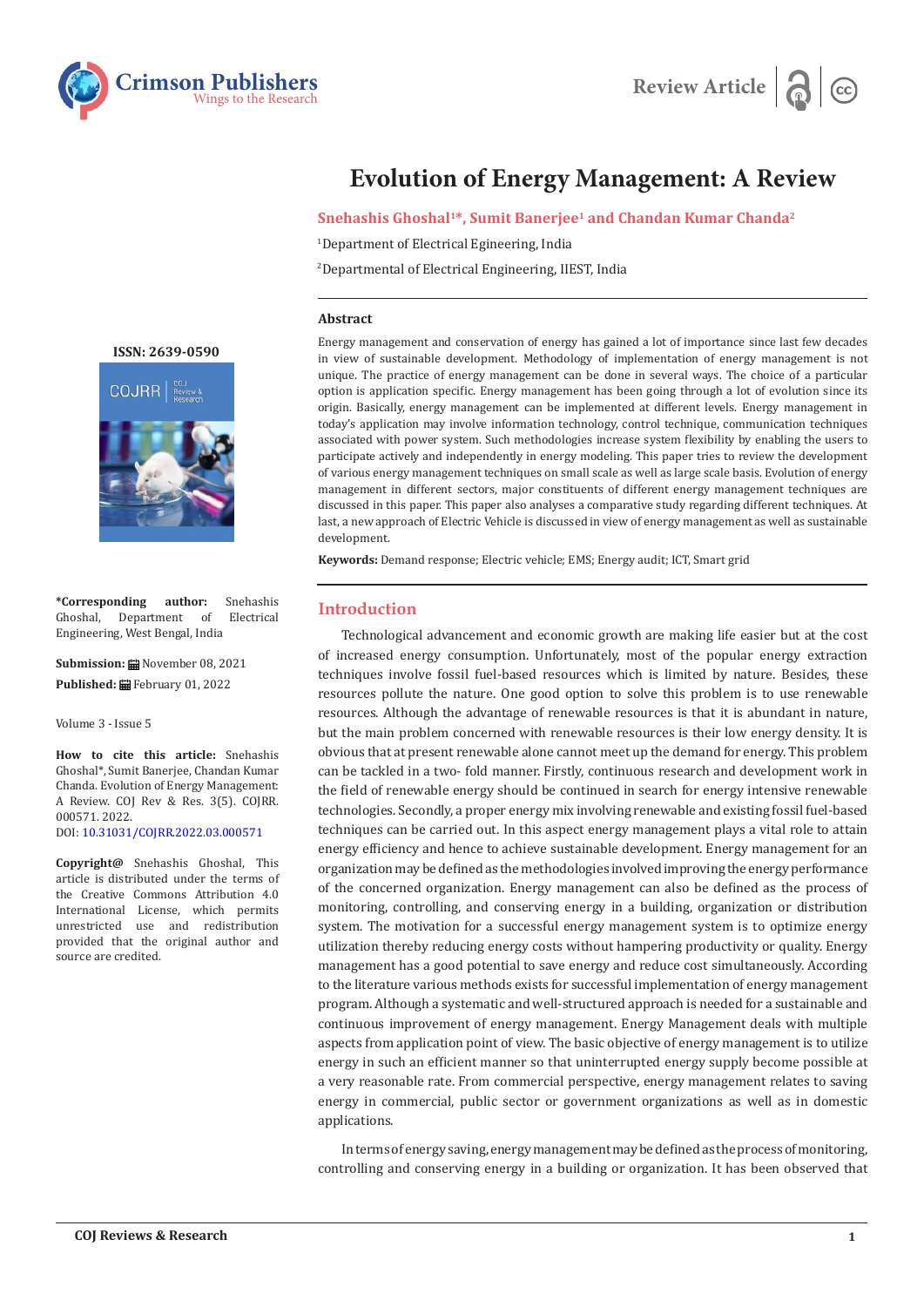Review Article

# Evolution of Energy Management: A Review

**Snehashis Ghoshal[1]*, Sumit Banerjee[1] and Chandan Kumar Chanda[2]**

[1]Department of Electrical Egineering, India

[2]Departmental of Electrical Engineering, IIEST, India

## Abstract

Energy management and conservation of energy has gained a lot of importance since last few decades in view of sustainable development. Methodology of implementation of energy management is not unique. The practice of energy management can be done in several ways. The choice of a particular option is application specific. Energy management has been going through a lot of evolution since its origin. Basically, energy management can be implemented at different levels. Energy management in today's application may involve information technology, control technique, communication techniques associated with power system. Such methodologies increase system flexibility by enabling the users to participate actively and independently in energy modeling. This paper tries to review the development of various energy management techniques on small scale as well as large scale basis. Evolution of energy management in different sectors, major constituents of different energy management techniques are discussed in this paper. This paper also analyses a comparative study regarding different techniques. At last, a new approach of Electric Vehicle is discussed in view of energy management as well as sustainable development.

**Keywords:** Demand response; Electric vehicle; EMS; Energy audit; ICT, Smart grid

ISSN: 2639-0590

**\*Corresponding author:** Snehashis Ghoshal, Department of Electrical Engineering, West Bengal, India

**Submission:** November 08, 2021

**Published:** February 01, 2022

Volume 3 - Issue 5

**How to cite this article:** Snehashis Ghoshal*, Sumit Banerjee, Chandan Kumar Chanda. Evolution of Energy Management: A Review. COJ Rev & Res. 3(5). COJRR. 000571. 2022.
DOI: 10.31031/COJRR.2022.03.000571

**Copyright@** Snehashis Ghoshal, This article is distributed under the terms of the Creative Commons Attribution 4.0 International License, which permits unrestricted use and redistribution provided that the original author and source are credited.

## Introduction

Technological advancement and economic growth are making life easier but at the cost of increased energy consumption. Unfortunately, most of the popular energy extraction techniques involve fossil fuel-based resources which is limited by nature. Besides, these resources pollute the nature. One good option to solve this problem is to use renewable resources. Although the advantage of renewable resources is that it is abundant in nature, but the main problem concerned with renewable resources is their low energy density. It is obvious that at present renewable alone cannot meet up the demand for energy. This problem can be tackled in a two- fold manner. Firstly, continuous research and development work in the field of renewable energy should be continued in search for energy intensive renewable technologies. Secondly, a proper energy mix involving renewable and existing fossil fuel-based techniques can be carried out. In this aspect energy management plays a vital role to attain energy efficiency and hence to achieve sustainable development. Energy management for an organization may be defined as the methodologies involved improving the energy performance of the concerned organization. Energy management can also be defined as the process of monitoring, controlling, and conserving energy in a building, organization or distribution system. The motivation for a successful energy management system is to optimize energy utilization thereby reducing energy costs without hampering productivity or quality. Energy management has a good potential to save energy and reduce cost simultaneously. According to the literature various methods exists for successful implementation of energy management program. Although a systematic and well-structured approach is needed for a sustainable and continuous improvement of energy management. Energy Management deals with multiple aspects from application point of view. The basic objective of energy management is to utilize energy in such an efficient manner so that uninterrupted energy supply become possible at a very reasonable rate. From commercial perspective, energy management relates to saving energy in commercial, public sector or government organizations as well as in domestic applications.

In terms of energy saving, energy management may be defined as the process of monitoring, controlling and conserving energy in a building or organization. It has been observed that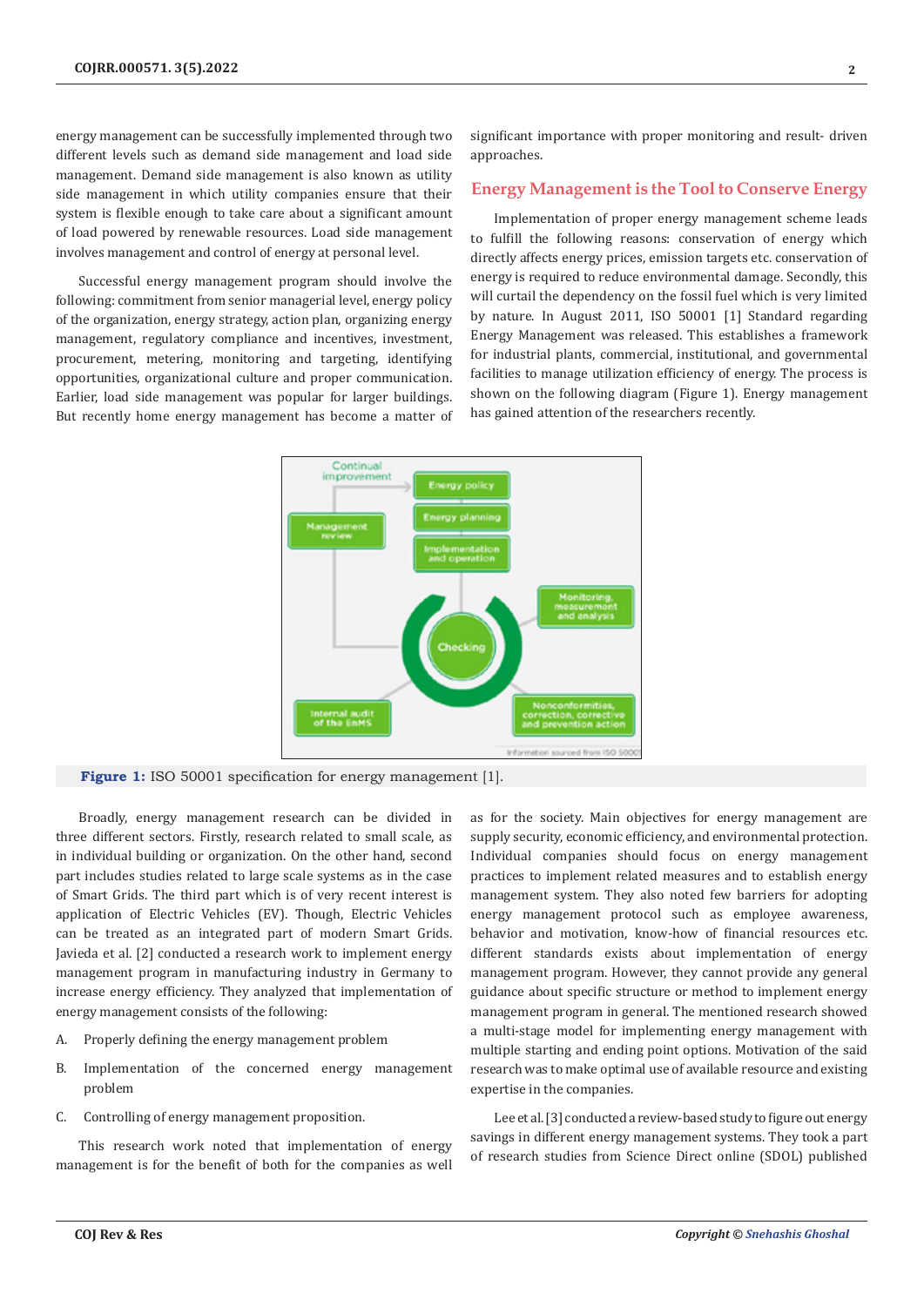energy management can be successfully implemented through two different levels such as demand side management and load side management. Demand side management is also known as utility side management in which utility companies ensure that their system is flexible enough to take care about a significant amount of load powered by renewable resources. Load side management involves management and control of energy at personal level.

Successful energy management program should involve the following: commitment from senior managerial level, energy policy of the organization, energy strategy, action plan, organizing energy management, regulatory compliance and incentives, investment, procurement, metering, monitoring and targeting, identifying opportunities, organizational culture and proper communication. Earlier, load side management was popular for larger buildings. But recently home energy management has become a matter of significant importance with proper monitoring and result- driven approaches.

## Energy Management is the Tool to Conserve Energy

Implementation of proper energy management scheme leads to fulfill the following reasons: conservation of energy which directly affects energy prices, emission targets etc. conservation of energy is required to reduce environmental damage. Secondly, this will curtail the dependency on the fossil fuel which is very limited by nature. In August 2011, ISO 50001 [1] Standard regarding Energy Management was released. This establishes a framework for industrial plants, commercial, institutional, and governmental facilities to manage utilization efficiency of energy. The process is shown on the following diagram (Figure 1). Energy management has gained attention of the researchers recently.

**Figure 1:** ISO 50001 specification for energy management [1].

Broadly, energy management research can be divided in three different sectors. Firstly, research related to small scale, as in individual building or organization. On the other hand, second part includes studies related to large scale systems as in the case of Smart Grids. The third part which is of very recent interest is application of Electric Vehicles (EV). Though, Electric Vehicles can be treated as an integrated part of modern Smart Grids. Javieda et al. [2] conducted a research work to implement energy management program in manufacturing industry in Germany to increase energy efficiency. They analyzed that implementation of energy management consists of the following:

A. Properly defining the energy management problem

B. Implementation of the concerned energy management problem

C. Controlling of energy management proposition.

This research work noted that implementation of energy management is for the benefit of both for the companies as well as for the society. Main objectives for energy management are supply security, economic efficiency, and environmental protection. Individual companies should focus on energy management practices to implement related measures and to establish energy management system. They also noted few barriers for adopting energy management protocol such as employee awareness, behavior and motivation, know-how of financial resources etc. different standards exists about implementation of energy management program. However, they cannot provide any general guidance about specific structure or method to implement energy management program in general. The mentioned research showed a multi-stage model for implementing energy management with multiple starting and ending point options. Motivation of the said research was to make optimal use of available resource and existing expertise in the companies.

Lee et al. [3] conducted a review-based study to figure out energy savings in different energy management systems. They took a part of research studies from Science Direct online (SDOL) published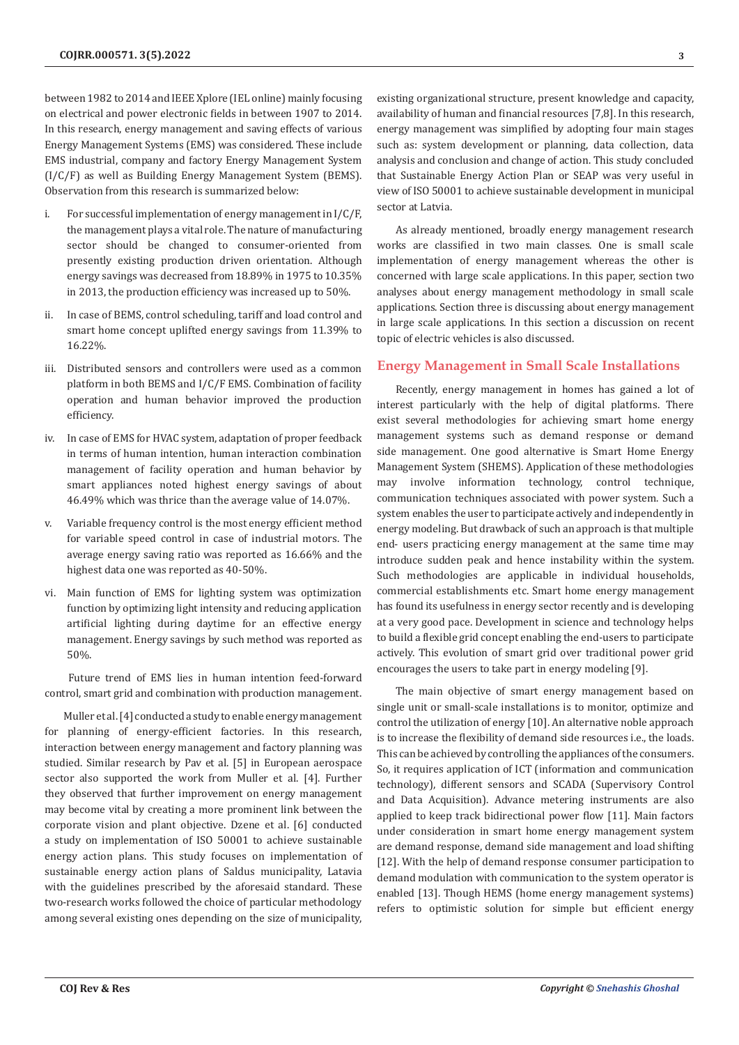between 1982 to 2014 and IEEE Xplore (IEL online) mainly focusing on electrical and power electronic fields in between 1907 to 2014. In this research, energy management and saving effects of various Energy Management Systems (EMS) was considered. These include EMS industrial, company and factory Energy Management System (I/C/F) as well as Building Energy Management System (BEMS). Observation from this research is summarized below:

i. For successful implementation of energy management in I/C/F, the management plays a vital role. The nature of manufacturing sector should be changed to consumer-oriented from presently existing production driven orientation. Although energy savings was decreased from 18.89% in 1975 to 10.35% in 2013, the production efficiency was increased up to 50%.

ii. In case of BEMS, control scheduling, tariff and load control and smart home concept uplifted energy savings from 11.39% to 16.22%.

iii. Distributed sensors and controllers were used as a common platform in both BEMS and I/C/F EMS. Combination of facility operation and human behavior improved the production efficiency.

iv. In case of EMS for HVAC system, adaptation of proper feedback in terms of human intention, human interaction combination management of facility operation and human behavior by smart appliances noted highest energy savings of about 46.49% which was thrice than the average value of 14.07%.

v. Variable frequency control is the most energy efficient method for variable speed control in case of industrial motors. The average energy saving ratio was reported as 16.66% and the highest data one was reported as 40-50%.

vi. Main function of EMS for lighting system was optimization function by optimizing light intensity and reducing application artificial lighting during daytime for an effective energy management. Energy savings by such method was reported as 50%.

Future trend of EMS lies in human intention feed-forward control, smart grid and combination with production management.

Muller et al. [4] conducted a study to enable energy management for planning of energy-efficient factories. In this research, interaction between energy management and factory planning was studied. Similar research by Pav et al. [5] in European aerospace sector also supported the work from Muller et al. [4]. Further they observed that further improvement on energy management may become vital by creating a more prominent link between the corporate vision and plant objective. Dzene et al. [6] conducted a study on implementation of ISO 50001 to achieve sustainable energy action plans. This study focuses on implementation of sustainable energy action plans of Saldus municipality, Latavia with the guidelines prescribed by the aforesaid standard. These two-research works followed the choice of particular methodology among several existing ones depending on the size of municipality, existing organizational structure, present knowledge and capacity, availability of human and financial resources [7,8]. In this research, energy management was simplified by adopting four main stages such as: system development or planning, data collection, data analysis and conclusion and change of action. This study concluded that Sustainable Energy Action Plan or SEAP was very useful in view of ISO 50001 to achieve sustainable development in municipal sector at Latvia.

As already mentioned, broadly energy management research works are classified in two main classes. One is small scale implementation of energy management whereas the other is concerned with large scale applications. In this paper, section two analyses about energy management methodology in small scale applications. Section three is discussing about energy management in large scale applications. In this section a discussion on recent topic of electric vehicles is also discussed.

## Energy Management in Small Scale Installations

Recently, energy management in homes has gained a lot of interest particularly with the help of digital platforms. There exist several methodologies for achieving smart home energy management systems such as demand response or demand side management. One good alternative is Smart Home Energy Management System (SHEMS). Application of these methodologies may involve information technology, control technique, communication techniques associated with power system. Such a system enables the user to participate actively and independently in energy modeling. But drawback of such an approach is that multiple end- users practicing energy management at the same time may introduce sudden peak and hence instability within the system. Such methodologies are applicable in individual households, commercial establishments etc. Smart home energy management has found its usefulness in energy sector recently and is developing at a very good pace. Development in science and technology helps to build a flexible grid concept enabling the end-users to participate actively. This evolution of smart grid over traditional power grid encourages the users to take part in energy modeling [9].

The main objective of smart energy management based on single unit or small-scale installations is to monitor, optimize and control the utilization of energy [10]. An alternative noble approach is to increase the flexibility of demand side resources i.e., the loads. This can be achieved by controlling the appliances of the consumers. So, it requires application of ICT (information and communication technology), different sensors and SCADA (Supervisory Control and Data Acquisition). Advance metering instruments are also applied to keep track bidirectional power flow [11]. Main factors under consideration in smart home energy management system are demand response, demand side management and load shifting [12]. With the help of demand response consumer participation to demand modulation with communication to the system operator is enabled [13]. Though HEMS (home energy management systems) refers to optimistic solution for simple but efficient energy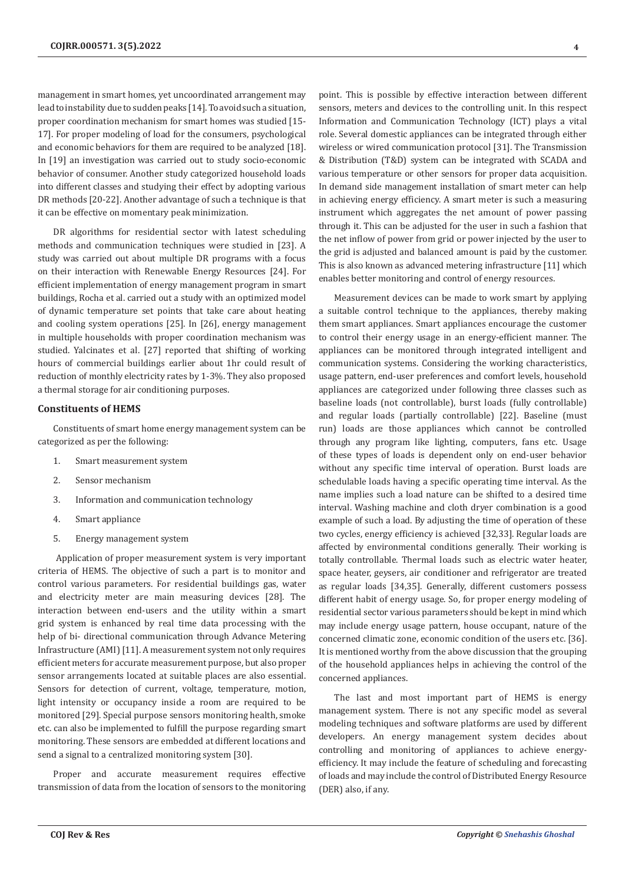management in smart homes, yet uncoordinated arrangement may lead to instability due to sudden peaks [14]. To avoid such a situation, proper coordination mechanism for smart homes was studied [15-17]. For proper modeling of load for the consumers, psychological and economic behaviors for them are required to be analyzed [18]. In [19] an investigation was carried out to study socio-economic behavior of consumer. Another study categorized household loads into different classes and studying their effect by adopting various DR methods [20-22]. Another advantage of such a technique is that it can be effective on momentary peak minimization.

DR algorithms for residential sector with latest scheduling methods and communication techniques were studied in [23]. A study was carried out about multiple DR programs with a focus on their interaction with Renewable Energy Resources [24]. For efficient implementation of energy management program in smart buildings, Rocha et al. carried out a study with an optimized model of dynamic temperature set points that take care about heating and cooling system operations [25]. In [26], energy management in multiple households with proper coordination mechanism was studied. Yalcinates et al. [27] reported that shifting of working hours of commercial buildings earlier about 1hr could result of reduction of monthly electricity rates by 1-3%. They also proposed a thermal storage for air conditioning purposes.

## Constituents of HEMS

Constituents of smart home energy management system can be categorized as per the following:

1. Smart measurement system
2. Sensor mechanism
3. Information and communication technology
4. Smart appliance
5. Energy management system

Application of proper measurement system is very important criteria of HEMS. The objective of such a part is to monitor and control various parameters. For residential buildings gas, water and electricity meter are main measuring devices [28]. The interaction between end-users and the utility within a smart grid system is enhanced by real time data processing with the help of bi- directional communication through Advance Metering Infrastructure (AMI) [11]. A measurement system not only requires efficient meters for accurate measurement purpose, but also proper sensor arrangements located at suitable places are also essential. Sensors for detection of current, voltage, temperature, motion, light intensity or occupancy inside a room are required to be monitored [29]. Special purpose sensors monitoring health, smoke etc. can also be implemented to fulfill the purpose regarding smart monitoring. These sensors are embedded at different locations and send a signal to a centralized monitoring system [30].

Proper and accurate measurement requires effective transmission of data from the location of sensors to the monitoring point. This is possible by effective interaction between different sensors, meters and devices to the controlling unit. In this respect Information and Communication Technology (ICT) plays a vital role. Several domestic appliances can be integrated through either wireless or wired communication protocol [31]. The Transmission & Distribution (T&D) system can be integrated with SCADA and various temperature or other sensors for proper data acquisition. In demand side management installation of smart meter can help in achieving energy efficiency. A smart meter is such a measuring instrument which aggregates the net amount of power passing through it. This can be adjusted for the user in such a fashion that the net inflow of power from grid or power injected by the user to the grid is adjusted and balanced amount is paid by the customer. This is also known as advanced metering infrastructure [11] which enables better monitoring and control of energy resources.

Measurement devices can be made to work smart by applying a suitable control technique to the appliances, thereby making them smart appliances. Smart appliances encourage the customer to control their energy usage in an energy-efficient manner. The appliances can be monitored through integrated intelligent and communication systems. Considering the working characteristics, usage pattern, end-user preferences and comfort levels, household appliances are categorized under following three classes such as baseline loads (not controllable), burst loads (fully controllable) and regular loads (partially controllable) [22]. Baseline (must run) loads are those appliances which cannot be controlled through any program like lighting, computers, fans etc. Usage of these types of loads is dependent only on end-user behavior without any specific time interval of operation. Burst loads are schedulable loads having a specific operating time interval. As the name implies such a load nature can be shifted to a desired time interval. Washing machine and cloth dryer combination is a good example of such a load. By adjusting the time of operation of these two cycles, energy efficiency is achieved [32,33]. Regular loads are affected by environmental conditions generally. Their working is totally controllable. Thermal loads such as electric water heater, space heater, geysers, air conditioner and refrigerator are treated as regular loads [34,35]. Generally, different customers possess different habit of energy usage. So, for proper energy modeling of residential sector various parameters should be kept in mind which may include energy usage pattern, house occupant, nature of the concerned climatic zone, economic condition of the users etc. [36]. It is mentioned worthy from the above discussion that the grouping of the household appliances helps in achieving the control of the concerned appliances.

The last and most important part of HEMS is energy management system. There is not any specific model as several modeling techniques and software platforms are used by different developers. An energy management system decides about controlling and monitoring of appliances to achieve energy-efficiency. It may include the feature of scheduling and forecasting of loads and may include the control of Distributed Energy Resource (DER) also, if any.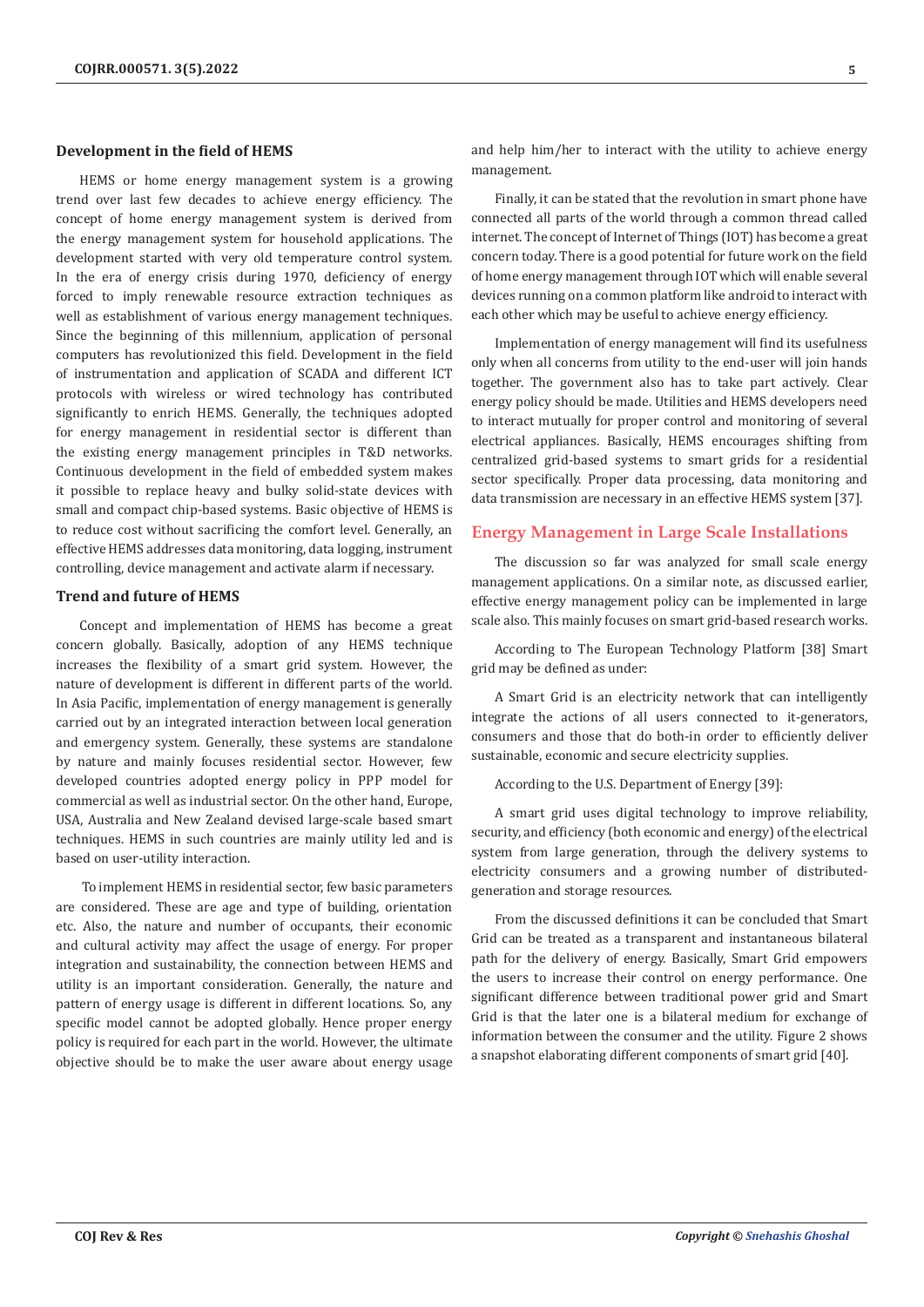### Development in the field of HEMS

HEMS or home energy management system is a growing trend over last few decades to achieve energy efficiency. The concept of home energy management system is derived from the energy management system for household applications. The development started with very old temperature control system. In the era of energy crisis during 1970, deficiency of energy forced to imply renewable resource extraction techniques as well as establishment of various energy management techniques. Since the beginning of this millennium, application of personal computers has revolutionized this field. Development in the field of instrumentation and application of SCADA and different ICT protocols with wireless or wired technology has contributed significantly to enrich HEMS. Generally, the techniques adopted for energy management in residential sector is different than the existing energy management principles in T&D networks. Continuous development in the field of embedded system makes it possible to replace heavy and bulky solid-state devices with small and compact chip-based systems. Basic objective of HEMS is to reduce cost without sacrificing the comfort level. Generally, an effective HEMS addresses data monitoring, data logging, instrument controlling, device management and activate alarm if necessary.

### Trend and future of HEMS

Concept and implementation of HEMS has become a great concern globally. Basically, adoption of any HEMS technique increases the flexibility of a smart grid system. However, the nature of development is different in different parts of the world. In Asia Pacific, implementation of energy management is generally carried out by an integrated interaction between local generation and emergency system. Generally, these systems are standalone by nature and mainly focuses residential sector. However, few developed countries adopted energy policy in PPP model for commercial as well as industrial sector. On the other hand, Europe, USA, Australia and New Zealand devised large-scale based smart techniques. HEMS in such countries are mainly utility led and is based on user-utility interaction.

To implement HEMS in residential sector, few basic parameters are considered. These are age and type of building, orientation etc. Also, the nature and number of occupants, their economic and cultural activity may affect the usage of energy. For proper integration and sustainability, the connection between HEMS and utility is an important consideration. Generally, the nature and pattern of energy usage is different in different locations. So, any specific model cannot be adopted globally. Hence proper energy policy is required for each part in the world. However, the ultimate objective should be to make the user aware about energy usage and help him/her to interact with the utility to achieve energy management.

Finally, it can be stated that the revolution in smart phone have connected all parts of the world through a common thread called internet. The concept of Internet of Things (IOT) has become a great concern today. There is a good potential for future work on the field of home energy management through IOT which will enable several devices running on a common platform like android to interact with each other which may be useful to achieve energy efficiency.

Implementation of energy management will find its usefulness only when all concerns from utility to the end-user will join hands together. The government also has to take part actively. Clear energy policy should be made. Utilities and HEMS developers need to interact mutually for proper control and monitoring of several electrical appliances. Basically, HEMS encourages shifting from centralized grid-based systems to smart grids for a residential sector specifically. Proper data processing, data monitoring and data transmission are necessary in an effective HEMS system [37].

## Energy Management in Large Scale Installations

The discussion so far was analyzed for small scale energy management applications. On a similar note, as discussed earlier, effective energy management policy can be implemented in large scale also. This mainly focuses on smart grid-based research works.

According to The European Technology Platform [38] Smart grid may be defined as under:

A Smart Grid is an electricity network that can intelligently integrate the actions of all users connected to it-generators, consumers and those that do both-in order to efficiently deliver sustainable, economic and secure electricity supplies.

According to the U.S. Department of Energy [39]:

A smart grid uses digital technology to improve reliability, security, and efficiency (both economic and energy) of the electrical system from large generation, through the delivery systems to electricity consumers and a growing number of distributed-generation and storage resources.

From the discussed definitions it can be concluded that Smart Grid can be treated as a transparent and instantaneous bilateral path for the delivery of energy. Basically, Smart Grid empowers the users to increase their control on energy performance. One significant difference between traditional power grid and Smart Grid is that the later one is a bilateral medium for exchange of information between the consumer and the utility. Figure 2 shows a snapshot elaborating different components of smart grid [40].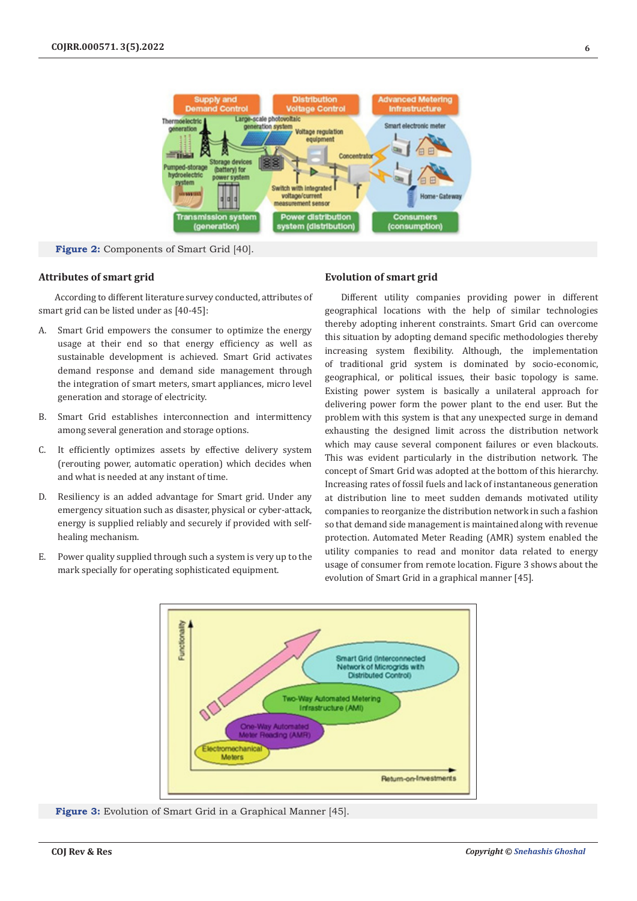Figure 2: Components of Smart Grid [40].

### Attributes of smart grid

According to different literature survey conducted, attributes of smart grid can be listed under as [40-45]:

A. Smart Grid empowers the consumer to optimize the energy usage at their end so that energy efficiency as well as sustainable development is achieved. Smart Grid activates demand response and demand side management through the integration of smart meters, smart appliances, micro level generation and storage of electricity.

B. Smart Grid establishes interconnection and intermittency among several generation and storage options.

C. It efficiently optimizes assets by effective delivery system (rerouting power, automatic operation) which decides when and what is needed at any instant of time.

D. Resiliency is an added advantage for Smart grid. Under any emergency situation such as disaster, physical or cyber-attack, energy is supplied reliably and securely if provided with self-healing mechanism.

E. Power quality supplied through such a system is very up to the mark specially for operating sophisticated equipment.

### Evolution of smart grid

Different utility companies providing power in different geographical locations with the help of similar technologies thereby adopting inherent constraints. Smart Grid can overcome this situation by adopting demand specific methodologies thereby increasing system flexibility. Although, the implementation of traditional grid system is dominated by socio-economic, geographical, or political issues, their basic topology is same. Existing power system is basically a unilateral approach for delivering power form the power plant to the end user. But the problem with this system is that any unexpected surge in demand exhausting the designed limit across the distribution network which may cause several component failures or even blackouts. This was evident particularly in the distribution network. The concept of Smart Grid was adopted at the bottom of this hierarchy. Increasing rates of fossil fuels and lack of instantaneous generation at distribution line to meet sudden demands motivated utility companies to reorganize the distribution network in such a fashion so that demand side management is maintained along with revenue protection. Automated Meter Reading (AMR) system enabled the utility companies to read and monitor data related to energy usage of consumer from remote location. Figure 3 shows about the evolution of Smart Grid in a graphical manner [45].

Figure 3: Evolution of Smart Grid in a Graphical Manner [45].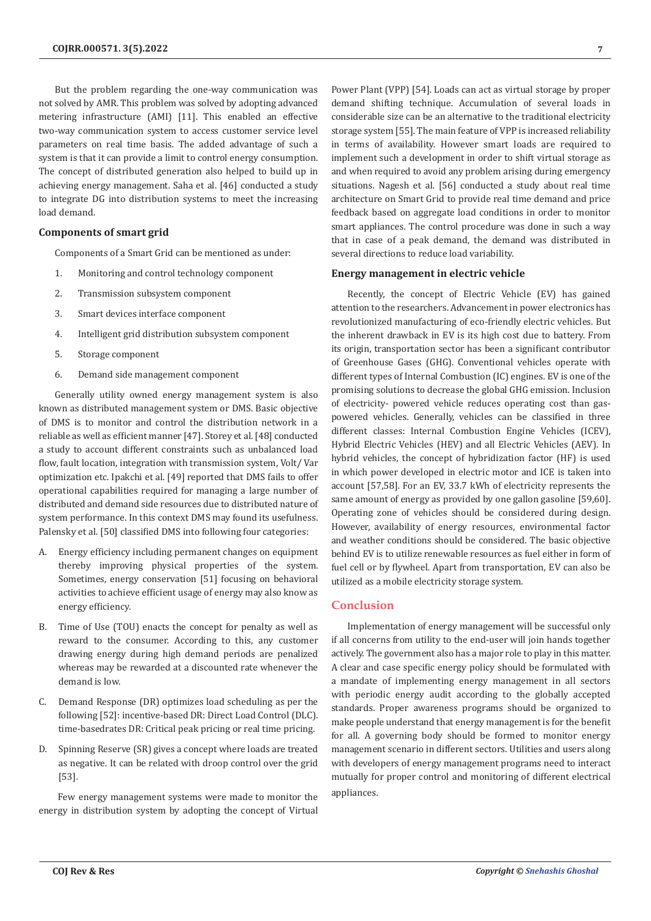But the problem regarding the one-way communication was not solved by AMR. This problem was solved by adopting advanced metering infrastructure (AMI) [11]. This enabled an effective two-way communication system to access customer service level parameters on real time basis. The added advantage of such a system is that it can provide a limit to control energy consumption. The concept of distributed generation also helped to build up in achieving energy management. Saha et al. [46] conducted a study to integrate DG into distribution systems to meet the increasing load demand.

### Components of smart grid

Components of a Smart Grid can be mentioned as under:

1. Monitoring and control technology component
2. Transmission subsystem component
3. Smart devices interface component
4. Intelligent grid distribution subsystem component
5. Storage component
6. Demand side management component

Generally utility owned energy management system is also known as distributed management system or DMS. Basic objective of DMS is to monitor and control the distribution network in a reliable as well as efficient manner [47]. Storey et al. [48] conducted a study to account different constraints such as unbalanced load flow, fault location, integration with transmission system, Volt/ Var optimization etc. Ipakchi et al. [49] reported that DMS fails to offer operational capabilities required for managing a large number of distributed and demand side resources due to distributed nature of system performance. In this context DMS may found its usefulness. Palensky et al. [50] classified DMS into following four categories:

A. Energy efficiency including permanent changes on equipment thereby improving physical properties of the system. Sometimes, energy conservation [51] focusing on behavioral activities to achieve efficient usage of energy may also know as energy efficiency.

B. Time of Use (TOU) enacts the concept for penalty as well as reward to the consumer. According to this, any customer drawing energy during high demand periods are penalized whereas may be rewarded at a discounted rate whenever the demand is low.

C. Demand Response (DR) optimizes load scheduling as per the following [52]: incentive-based DR: Direct Load Control (DLC). time-basedrates DR: Critical peak pricing or real time pricing.

D. Spinning Reserve (SR) gives a concept where loads are treated as negative. It can be related with droop control over the grid [53].

Few energy management systems were made to monitor the energy in distribution system by adopting the concept of Virtual Power Plant (VPP) [54]. Loads can act as virtual storage by proper demand shifting technique. Accumulation of several loads in considerable size can be an alternative to the traditional electricity storage system [55]. The main feature of VPP is increased reliability in terms of availability. However smart loads are required to implement such a development in order to shift virtual storage as and when required to avoid any problem arising during emergency situations. Nagesh et al. [56] conducted a study about real time architecture on Smart Grid to provide real time demand and price feedback based on aggregate load conditions in order to monitor smart appliances. The control procedure was done in such a way that in case of a peak demand, the demand was distributed in several directions to reduce load variability.

### Energy management in electric vehicle

Recently, the concept of Electric Vehicle (EV) has gained attention to the researchers. Advancement in power electronics has revolutionized manufacturing of eco-friendly electric vehicles. But the inherent drawback in EV is its high cost due to battery. From its origin, transportation sector has been a significant contributor of Greenhouse Gases (GHG). Conventional vehicles operate with different types of Internal Combustion (IC) engines. EV is one of the promising solutions to decrease the global GHG emission. Inclusion of electricity- powered vehicle reduces operating cost than gas-powered vehicles. Generally, vehicles can be classified in three different classes: Internal Combustion Engine Vehicles (ICEV), Hybrid Electric Vehicles (HEV) and all Electric Vehicles (AEV). In hybrid vehicles, the concept of hybridization factor (HF) is used in which power developed in electric motor and ICE is taken into account [57,58]. For an EV, 33.7 kWh of electricity represents the same amount of energy as provided by one gallon gasoline [59,60]. Operating zone of vehicles should be considered during design. However, availability of energy resources, environmental factor and weather conditions should be considered. The basic objective behind EV is to utilize renewable resources as fuel either in form of fuel cell or by flywheel. Apart from transportation, EV can also be utilized as a mobile electricity storage system.

## Conclusion

Implementation of energy management will be successful only if all concerns from utility to the end-user will join hands together actively. The government also has a major role to play in this matter. A clear and case specific energy policy should be formulated with a mandate of implementing energy management in all sectors with periodic energy audit according to the globally accepted standards. Proper awareness programs should be organized to make people understand that energy management is for the benefit for all. A governing body should be formed to monitor energy management scenario in different sectors. Utilities and users along with developers of energy management programs need to interact mutually for proper control and monitoring of different electrical appliances.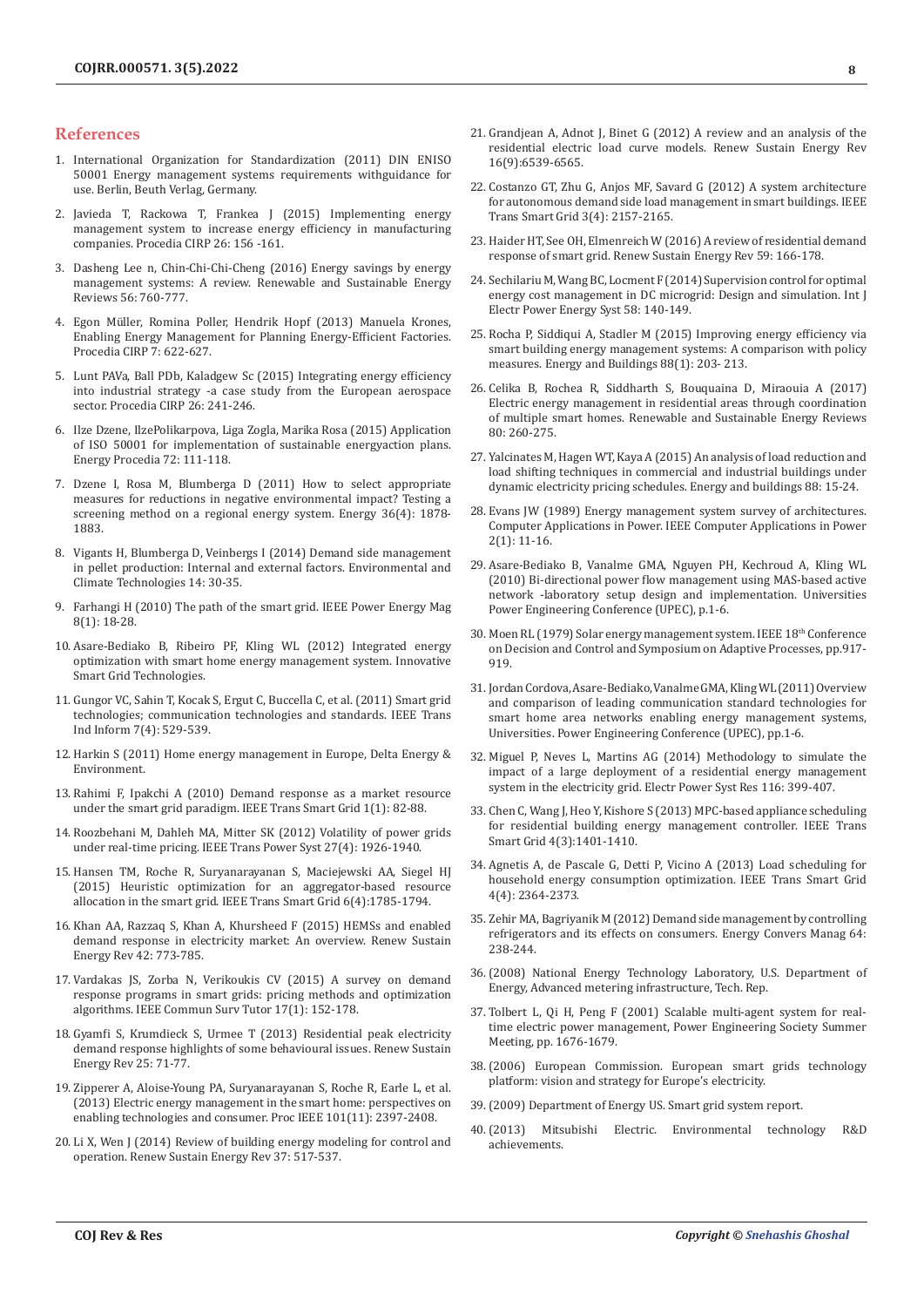## References

1. International Organization for Standardization (2011) DIN ENISO 50001 Energy management systems requirements withguidance for use. Berlin, Beuth Verlag, Germany.
2. Javieda T, Rackowa T, Frankea J (2015) Implementing energy management system to increase energy efficiency in manufacturing companies. Procedia CIRP 26: 156 -161.
3. Dasheng Lee n, Chin-Chi-Chi-Cheng (2016) Energy savings by energy management systems: A review. Renewable and Sustainable Energy Reviews 56: 760-777.
4. Egon Müller, Romina Poller, Hendrik Hopf (2013) Manuela Krones, Enabling Energy Management for Planning Energy-Efficient Factories. Procedia CIRP 7: 622-627.
5. Lunt PAVa, Ball PDb, Kaladgew Sc (2015) Integrating energy efficiency into industrial strategy -a case study from the European aerospace sector. Procedia CIRP 26: 241-246.
6. Ilze Dzene, IlzePolikarpova, Liga Zogla, Marika Rosa (2015) Application of ISO 50001 for implementation of sustainable energyaction plans. Energy Procedia 72: 111-118.
7. Dzene I, Rosa M, Blumberga D (2011) How to select appropriate measures for reductions in negative environmental impact? Testing a screening method on a regional energy system. Energy 36(4): 1878-1883.
8. Vigants H, Blumberga D, Veinbergs I (2014) Demand side management in pellet production: Internal and external factors. Environmental and Climate Technologies 14: 30-35.
9. Farhangi H (2010) The path of the smart grid. IEEE Power Energy Mag 8(1): 18-28.
10. Asare-Bediako B, Ribeiro PF, Kling WL (2012) Integrated energy optimization with smart home energy management system. Innovative Smart Grid Technologies.
11. Gungor VC, Sahin T, Kocak S, Ergut C, Buccella C, et al. (2011) Smart grid technologies; communication technologies and standards. IEEE Trans Ind Inform 7(4): 529-539.
12. Harkin S (2011) Home energy management in Europe, Delta Energy & Environment.
13. Rahimi F, Ipakchi A (2010) Demand response as a market resource under the smart grid paradigm. IEEE Trans Smart Grid 1(1): 82-88.
14. Roozbehani M, Dahleh MA, Mitter SK (2012) Volatility of power grids under real-time pricing. IEEE Trans Power Syst 27(4): 1926-1940.
15. Hansen TM, Roche R, Suryanarayanan S, Maciejewski AA, Siegel HJ (2015) Heuristic optimization for an aggregator-based resource allocation in the smart grid. IEEE Trans Smart Grid 6(4):1785-1794.
16. Khan AA, Razzaq S, Khan A, Khursheed F (2015) HEMSs and enabled demand response in electricity market: An overview. Renew Sustain Energy Rev 42: 773-785.
17. Vardakas JS, Zorba N, Verikoukis CV (2015) A survey on demand response programs in smart grids: pricing methods and optimization algorithms. IEEE Commun Surv Tutor 17(1): 152-178.
18. Gyamfi S, Krumdieck S, Urmee T (2013) Residential peak electricity demand response highlights of some behavioural issues. Renew Sustain Energy Rev 25: 71-77.
19. Zipperer A, Aloise-Young PA, Suryanarayanan S, Roche R, Earle L, et al. (2013) Electric energy management in the smart home: perspectives on enabling technologies and consumer. Proc IEEE 101(11): 2397-2408.
20. Li X, Wen J (2014) Review of building energy modeling for control and operation. Renew Sustain Energy Rev 37: 517-537.
21. Grandjean A, Adnot J, Binet G (2012) A review and an analysis of the residential electric load curve models. Renew Sustain Energy Rev 16(9):6539-6565.
22. Costanzo GT, Zhu G, Anjos MF, Savard G (2012) A system architecture for autonomous demand side load management in smart buildings. IEEE Trans Smart Grid 3(4): 2157-2165.
23. Haider HT, See OH, Elmenreich W (2016) A review of residential demand response of smart grid. Renew Sustain Energy Rev 59: 166-178.
24. Sechilariu M, Wang BC, Locment F (2014) Supervision control for optimal energy cost management in DC microgrid: Design and simulation. Int J Electr Power Energy Syst 58: 140-149.
25. Rocha P, Siddiqui A, Stadler M (2015) Improving energy efficiency via smart building energy management systems: A comparison with policy measures. Energy and Buildings 88(1): 203- 213.
26. Celika B, Rochea R, Siddharth S, Bouquaina D, Miraouia A (2017) Electric energy management in residential areas through coordination of multiple smart homes. Renewable and Sustainable Energy Reviews 80: 260-275.
27. Yalcinates M, Hagen WT, Kaya A (2015) An analysis of load reduction and load shifting techniques in commercial and industrial buildings under dynamic electricity pricing schedules. Energy and buildings 88: 15-24.
28. Evans JW (1989) Energy management system survey of architectures. Computer Applications in Power. IEEE Computer Applications in Power 2(1): 11-16.
29. Asare-Bediako B, Vanalme GMA, Nguyen PH, Kechroud A, Kling WL (2010) Bi-directional power flow management using MAS-based active network -laboratory setup design and implementation. Universities Power Engineering Conference (UPEC), p.1-6.
30. Moen RL (1979) Solar energy management system. IEEE 18th Conference on Decision and Control and Symposium on Adaptive Processes, pp.917-919.
31. Jordan Cordova, Asare-Bediako, Vanalme GMA, Kling WL (2011) Overview and comparison of leading communication standard technologies for smart home area networks enabling energy management systems, Universities. Power Engineering Conference (UPEC), pp.1-6.
32. Miguel P, Neves L, Martins AG (2014) Methodology to simulate the impact of a large deployment of a residential energy management system in the electricity grid. Electr Power Syst Res 116: 399-407.
33. Chen C, Wang J, Heo Y, Kishore S (2013) MPC-based appliance scheduling for residential building energy management controller. IEEE Trans Smart Grid 4(3):1401-1410.
34. Agnetis A, de Pascale G, Detti P, Vicino A (2013) Load scheduling for household energy consumption optimization. IEEE Trans Smart Grid 4(4): 2364-2373.
35. Zehir MA, Bagriyanik M (2012) Demand side management by controlling refrigerators and its effects on consumers. Energy Convers Manag 64: 238-244.
36. (2008) National Energy Technology Laboratory, U.S. Department of Energy, Advanced metering infrastructure, Tech. Rep.
37. Tolbert L, Qi H, Peng F (2001) Scalable multi-agent system for real-time electric power management, Power Engineering Society Summer Meeting, pp. 1676-1679.
38. (2006) European Commission. European smart grids technology platform: vision and strategy for Europe's electricity.
39. (2009) Department of Energy US. Smart grid system report.
40. (2013) Mitsubishi Electric. Environmental technology R&D achievements.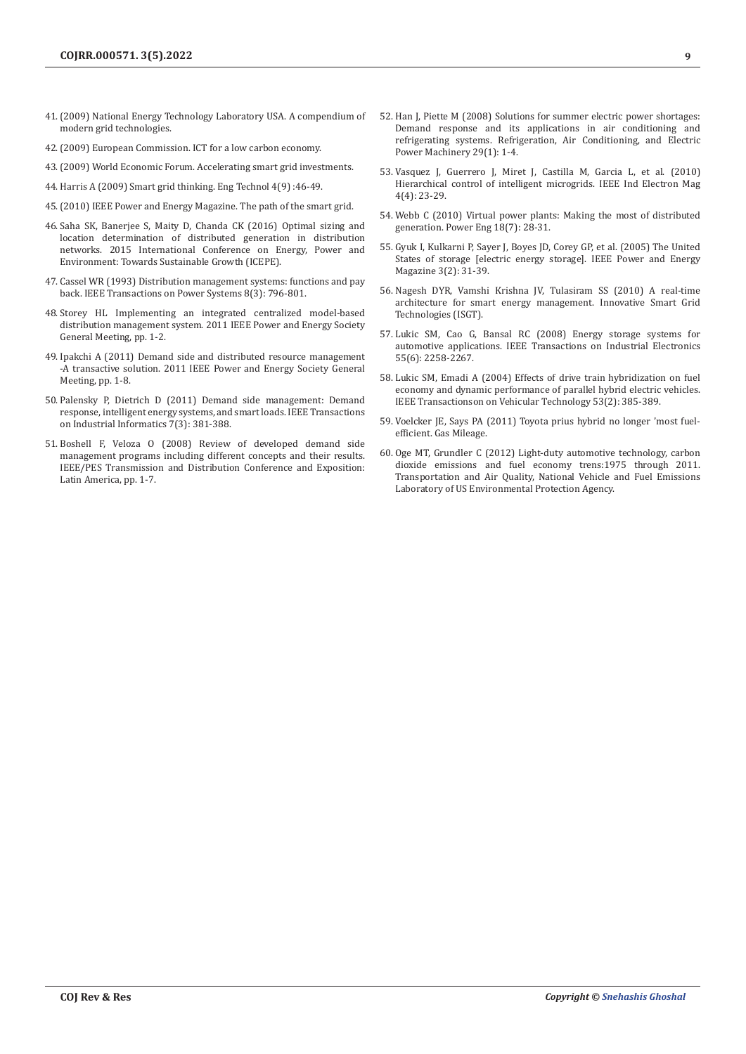41. (2009) National Energy Technology Laboratory USA. A compendium of modern grid technologies.
42. (2009) European Commission. ICT for a low carbon economy.
43. (2009) World Economic Forum. Accelerating smart grid investments.
44. Harris A (2009) Smart grid thinking. Eng Technol 4(9) :46-49.
45. (2010) IEEE Power and Energy Magazine. The path of the smart grid.
46. Saha SK, Banerjee S, Maity D, Chanda CK (2016) Optimal sizing and location determination of distributed generation in distribution networks. 2015 International Conference on Energy, Power and Environment: Towards Sustainable Growth (ICEPE).
47. Cassel WR (1993) Distribution management systems: functions and pay back. IEEE Transactions on Power Systems 8(3): 796-801.
48. Storey HL Implementing an integrated centralized model-based distribution management system. 2011 IEEE Power and Energy Society General Meeting, pp. 1-2.
49. Ipakchi A (2011) Demand side and distributed resource management -A transactive solution. 2011 IEEE Power and Energy Society General Meeting, pp. 1-8.
50. Palensky P, Dietrich D (2011) Demand side management: Demand response, intelligent energy systems, and smart loads. IEEE Transactions on Industrial Informatics 7(3): 381-388.
51. Boshell F, Veloza O (2008) Review of developed demand side management programs including different concepts and their results. IEEE/PES Transmission and Distribution Conference and Exposition: Latin America, pp. 1-7.
52. Han J, Piette M (2008) Solutions for summer electric power shortages: Demand response and its applications in air conditioning and refrigerating systems. Refrigeration, Air Conditioning, and Electric Power Machinery 29(1): 1-4.
53. Vasquez J, Guerrero J, Miret J, Castilla M, Garcia L, et al. (2010) Hierarchical control of intelligent microgrids. IEEE Ind Electron Mag 4(4): 23-29.
54. Webb C (2010) Virtual power plants: Making the most of distributed generation. Power Eng 18(7): 28-31.
55. Gyuk I, Kulkarni P, Sayer J, Boyes JD, Corey GP, et al. (2005) The United States of storage [electric energy storage]. IEEE Power and Energy Magazine 3(2): 31-39.
56. Nagesh DYR, Vamshi Krishna JV, Tulasiram SS (2010) A real-time architecture for smart energy management. Innovative Smart Grid Technologies (ISGT).
57. Lukic SM, Cao G, Bansal RC (2008) Energy storage systems for automotive applications. IEEE Transactions on Industrial Electronics 55(6): 2258-2267.
58. Lukic SM, Emadi A (2004) Effects of drive train hybridization on fuel economy and dynamic performance of parallel hybrid electric vehicles. IEEE Transactionson on Vehicular Technology 53(2): 385-389.
59. Voelcker JE, Says PA (2011) Toyota prius hybrid no longer 'most fuel-efficient. Gas Mileage.
60. Oge MT, Grundler C (2012) Light-duty automotive technology, carbon dioxide emissions and fuel economy trens:1975 through 2011. Transportation and Air Quality, National Vehicle and Fuel Emissions Laboratory of US Environmental Protection Agency.